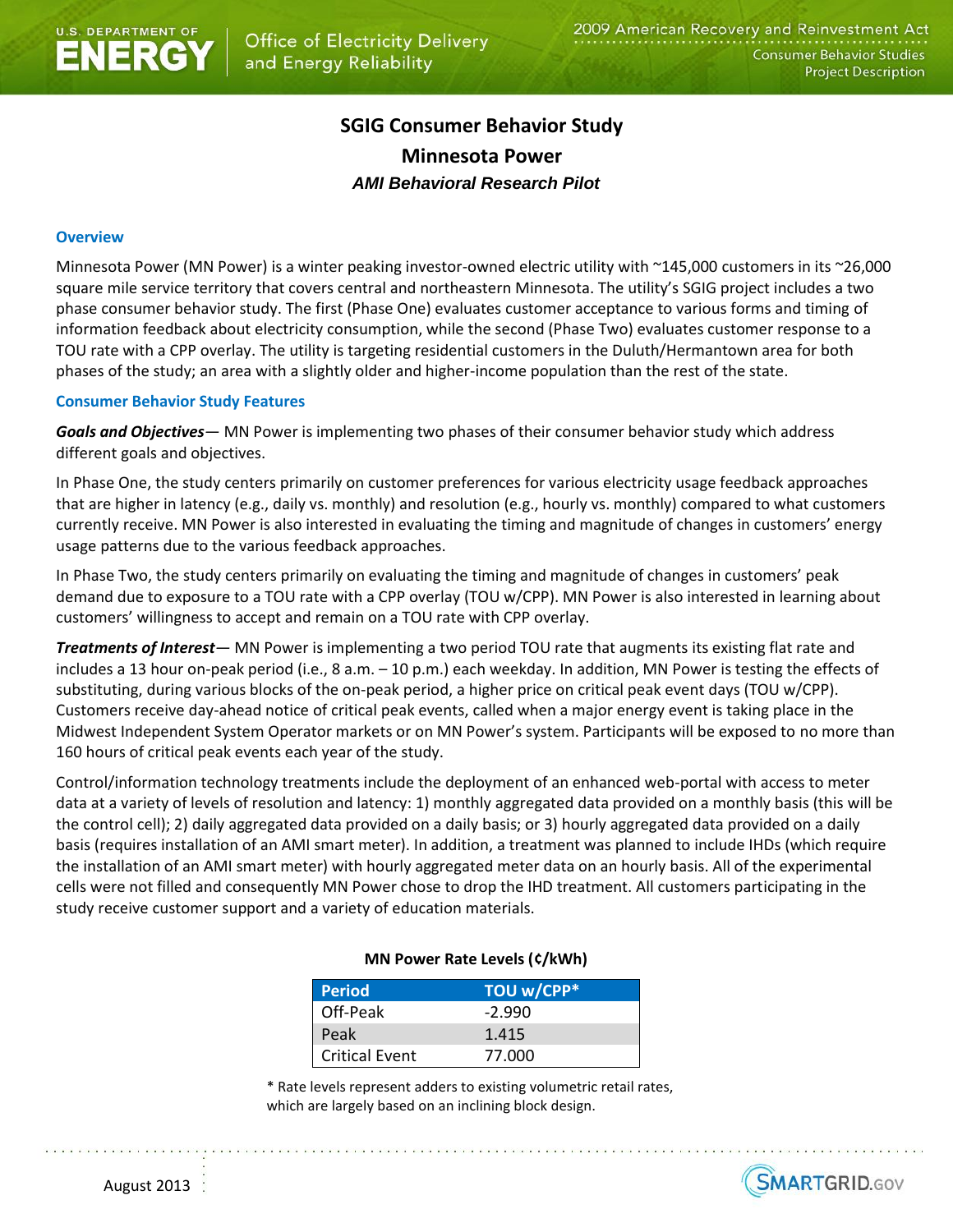# SGIG Consumer Behavior Study

## Minnesota Power

### *AMI Behavioral Research Pilot*

#### Overview

Minnesota Power (MN Power) is a winter peaking investor-owned electric utility with ~145,000 customers in its ~26,000 square mile service territory that covers central and northeastern Minnesota. The utility's SGIG project includes a two phase consumer behavior study. The first (Phase One) evaluates customer acceptance to various forms and timing of information feedback about electricity consumption, while the second (Phase Two) evaluates customer response to a TOU rate with a CPP overlay. The utility is targeting residential customers in the Duluth/Hermantown area for both phases of the study; an area with a slightly older and higher-income population than the rest of the state.

#### Consumer Behavior Study Features

***Goals and Objectives***— MN Power is implementing two phases of their consumer behavior study which address different goals and objectives.

In Phase One, the study centers primarily on customer preferences for various electricity usage feedback approaches that are higher in latency (e.g., daily vs. monthly) and resolution (e.g., hourly vs. monthly) compared to what customers currently receive. MN Power is also interested in evaluating the timing and magnitude of changes in customers' energy usage patterns due to the various feedback approaches.

In Phase Two, the study centers primarily on evaluating the timing and magnitude of changes in customers' peak demand due to exposure to a TOU rate with a CPP overlay (TOU w/CPP). MN Power is also interested in learning about customers' willingness to accept and remain on a TOU rate with CPP overlay.

***Treatments of Interest***— MN Power is implementing a two period TOU rate that augments its existing flat rate and includes a 13 hour on-peak period (i.e., 8 a.m. – 10 p.m.) each weekday. In addition, MN Power is testing the effects of substituting, during various blocks of the on-peak period, a higher price on critical peak event days (TOU w/CPP). Customers receive day-ahead notice of critical peak events, called when a major energy event is taking place in the Midwest Independent System Operator markets or on MN Power's system. Participants will be exposed to no more than 160 hours of critical peak events each year of the study.

Control/information technology treatments include the deployment of an enhanced web-portal with access to meter data at a variety of levels of resolution and latency: 1) monthly aggregated data provided on a monthly basis (this will be the control cell); 2) daily aggregated data provided on a daily basis; or 3) hourly aggregated data provided on a daily basis (requires installation of an AMI smart meter). In addition, a treatment was planned to include IHDs (which require the installation of an AMI smart meter) with hourly aggregated meter data on an hourly basis. All of the experimental cells were not filled and consequently MN Power chose to drop the IHD treatment. All customers participating in the study receive customer support and a variety of education materials.

**MN Power Rate Levels (¢/kWh)**

| Period | TOU w/CPP* |
|---|---|
| Off-Peak | -2.990 |
| Peak | 1.415 |
| Critical Event | 77.000 |

\* Rate levels represent adders to existing volumetric retail rates, which are largely based on an inclining block design.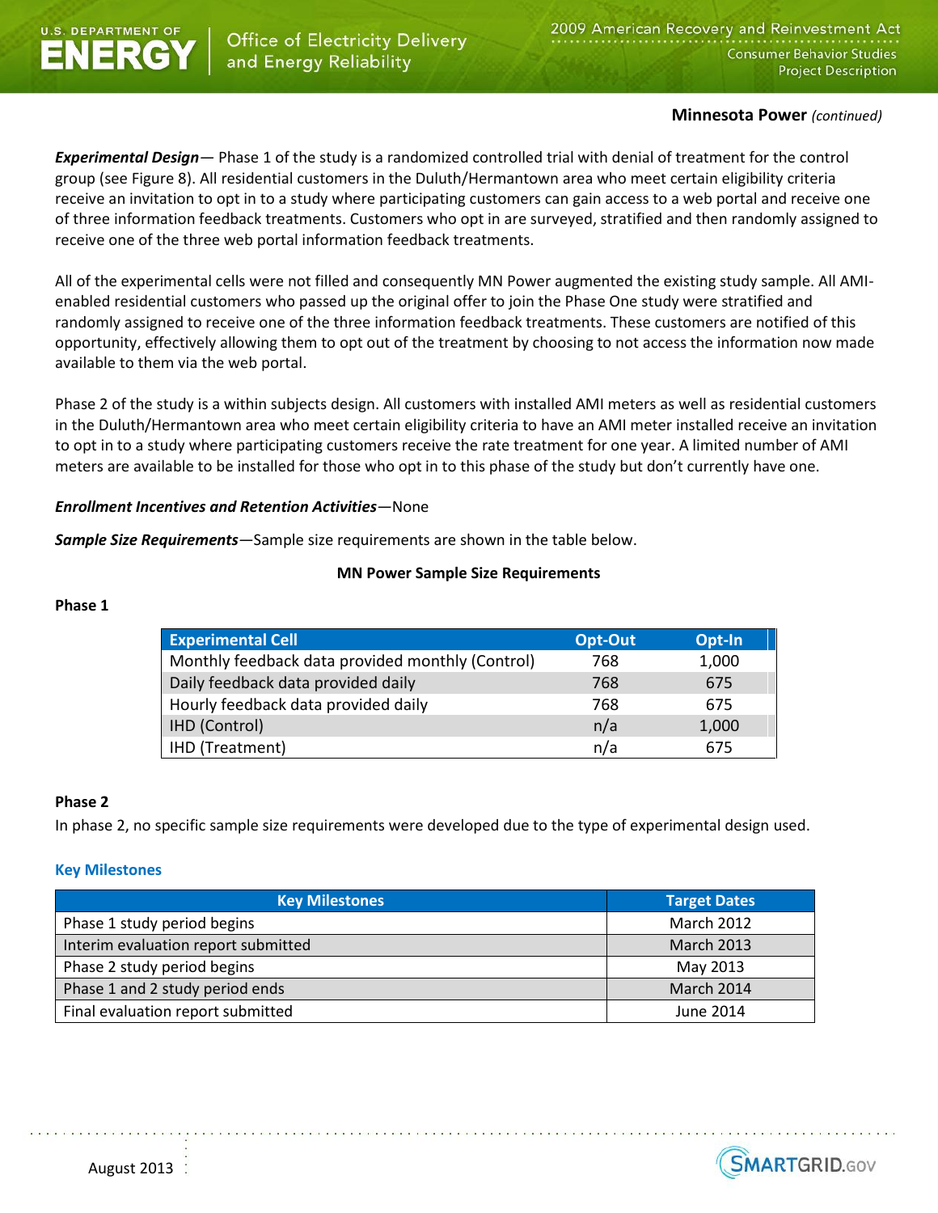**Minnesota Power** *(continued)*

***Experimental Design***— Phase 1 of the study is a randomized controlled trial with denial of treatment for the control group (see Figure 8). All residential customers in the Duluth/Hermantown area who meet certain eligibility criteria receive an invitation to opt in to a study where participating customers can gain access to a web portal and receive one of three information feedback treatments. Customers who opt in are surveyed, stratified and then randomly assigned to receive one of the three web portal information feedback treatments.

All of the experimental cells were not filled and consequently MN Power augmented the existing study sample. All AMI-enabled residential customers who passed up the original offer to join the Phase One study were stratified and randomly assigned to receive one of the three information feedback treatments. These customers are notified of this opportunity, effectively allowing them to opt out of the treatment by choosing to not access the information now made available to them via the web portal.

Phase 2 of the study is a within subjects design. All customers with installed AMI meters as well as residential customers in the Duluth/Hermantown area who meet certain eligibility criteria to have an AMI meter installed receive an invitation to opt in to a study where participating customers receive the rate treatment for one year. A limited number of AMI meters are available to be installed for those who opt in to this phase of the study but don't currently have one.

***Enrollment Incentives and Retention Activities***—None

***Sample Size Requirements***—Sample size requirements are shown in the table below.

**MN Power Sample Size Requirements**

**Phase 1**

| Experimental Cell | Opt-Out | Opt-In |
|---|---|---|
| Monthly feedback data provided monthly (Control) | 768 | 1,000 |
| Daily feedback data provided daily | 768 | 675 |
| Hourly feedback data provided daily | 768 | 675 |
| IHD (Control) | n/a | 1,000 |
| IHD (Treatment) | n/a | 675 |

**Phase 2**

In phase 2, no specific sample size requirements were developed due to the type of experimental design used.

### Key Milestones

| Key Milestones | Target Dates |
|---|---|
| Phase 1 study period begins | March 2012 |
| Interim evaluation report submitted | March 2013 |
| Phase 2 study period begins | May 2013 |
| Phase 1 and 2 study period ends | March 2014 |
| Final evaluation report submitted | June 2014 |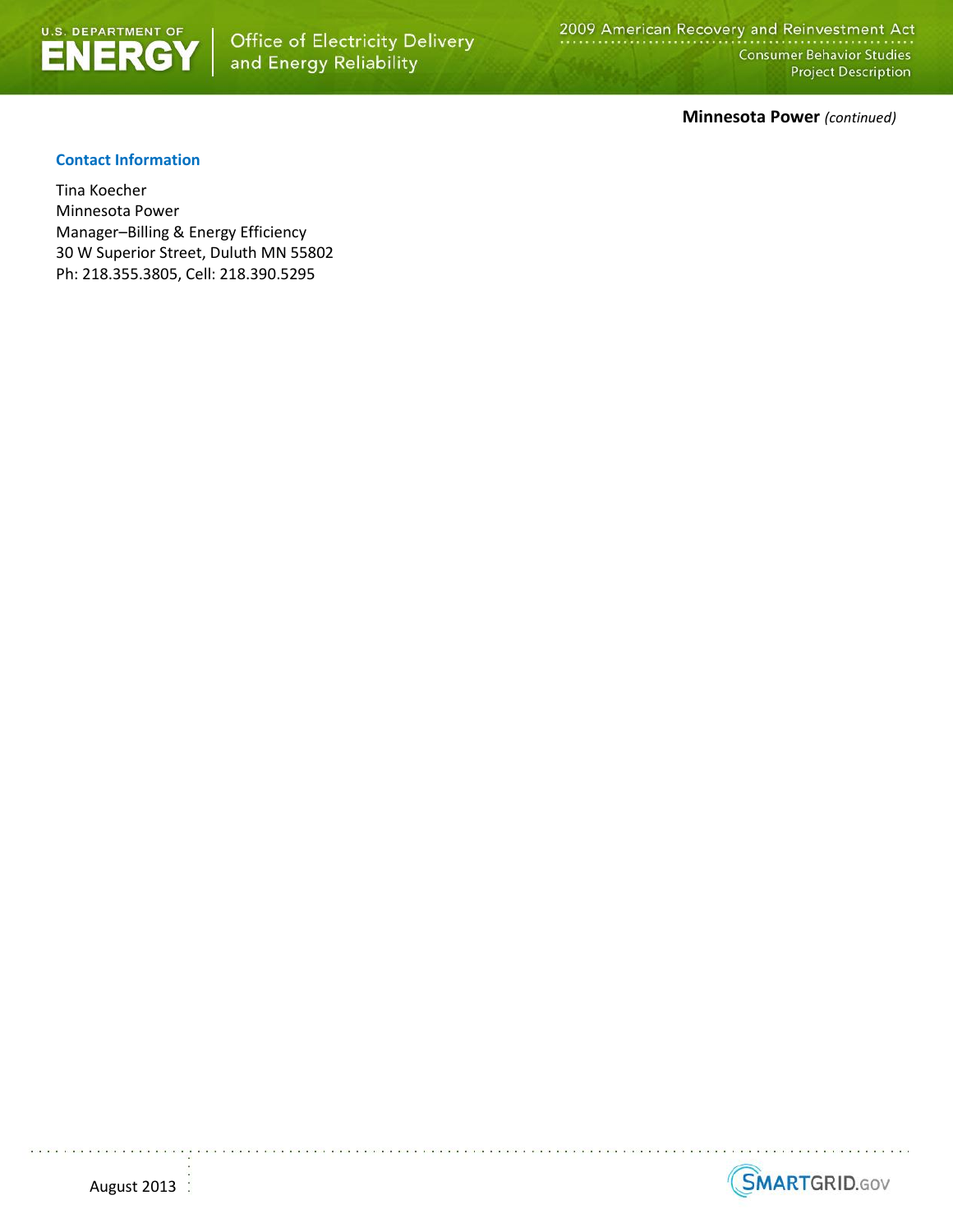**Minnesota Power** *(continued)*

## Contact Information

Tina Koecher
Minnesota Power
Manager–Billing & Energy Efficiency
30 W Superior Street, Duluth MN 55802
Ph: 218.355.3805, Cell: 218.390.5295